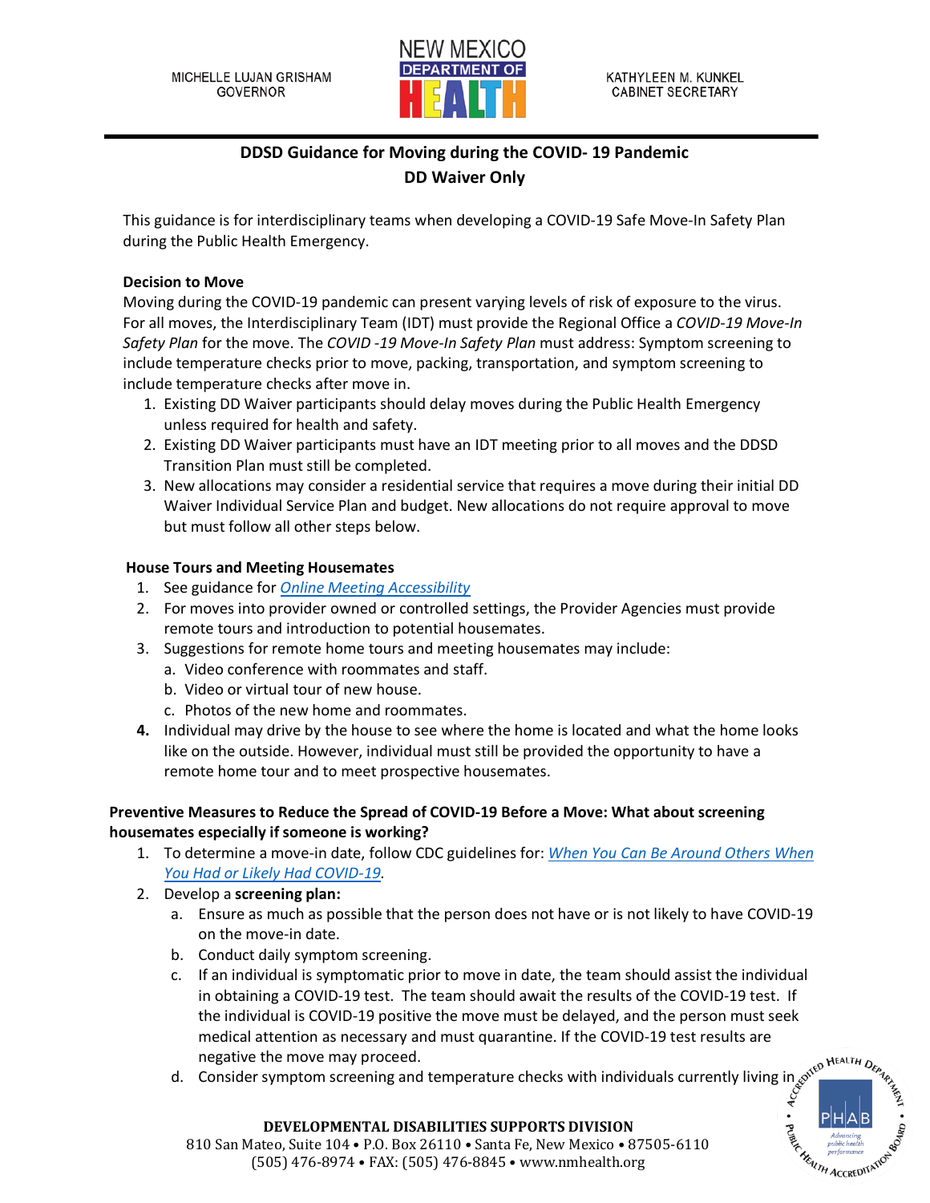MICHELLE LUJAN GRISHAM
GOVERNOR

KATHYLEEN M. KUNKEL
CABINET SECRETARY

# DDSD Guidance for Moving during the COVID- 19 Pandemic
## DD Waiver Only

This guidance is for interdisciplinary teams when developing a COVID-19 Safe Move-In Safety Plan during the Public Health Emergency.

**Decision to Move**

Moving during the COVID-19 pandemic can present varying levels of risk of exposure to the virus. For all moves, the Interdisciplinary Team (IDT) must provide the Regional Office a *COVID-19 Move-In Safety Plan* for the move. The *COVID -19 Move-In Safety Plan* must address: Symptom screening to include temperature checks prior to move, packing, transportation, and symptom screening to include temperature checks after move in.

1. Existing DD Waiver participants should delay moves during the Public Health Emergency unless required for health and safety.
2. Existing DD Waiver participants must have an IDT meeting prior to all moves and the DDSD Transition Plan must still be completed.
3. New allocations may consider a residential service that requires a move during their initial DD Waiver Individual Service Plan and budget. New allocations do not require approval to move but must follow all other steps below.

**House Tours and Meeting Housemates**

1. See guidance for *Online Meeting Accessibility*
2. For moves into provider owned or controlled settings, the Provider Agencies must provide remote tours and introduction to potential housemates.
3. Suggestions for remote home tours and meeting housemates may include:
   a. Video conference with roommates and staff.
   b. Video or virtual tour of new house.
   c. Photos of the new home and roommates.
4. Individual may drive by the house to see where the home is located and what the home looks like on the outside. However, individual must still be provided the opportunity to have a remote home tour and to meet prospective housemates.

**Preventive Measures to Reduce the Spread of COVID-19 Before a Move: What about screening housemates especially if someone is working?**

1. To determine a move-in date, follow CDC guidelines for: *When You Can Be Around Others When You Had or Likely Had COVID-19*.
2. Develop a **screening plan:**
   a. Ensure as much as possible that the person does not have or is not likely to have COVID-19 on the move-in date.
   b. Conduct daily symptom screening.
   c. If an individual is symptomatic prior to move in date, the team should assist the individual in obtaining a COVID-19 test. The team should await the results of the COVID-19 test. If the individual is COVID-19 positive the move must be delayed, and the person must seek medical attention as necessary and must quarantine. If the COVID-19 test results are negative the move may proceed.
   d. Consider symptom screening and temperature checks with individuals currently living in

**DEVELOPMENTAL DISABILITIES SUPPORTS DIVISION**
810 San Mateo, Suite 104 • P.O. Box 26110 • Santa Fe, New Mexico • 87505-6110
(505) 476-8974 • FAX: (505) 476-8845 • www.nmhealth.org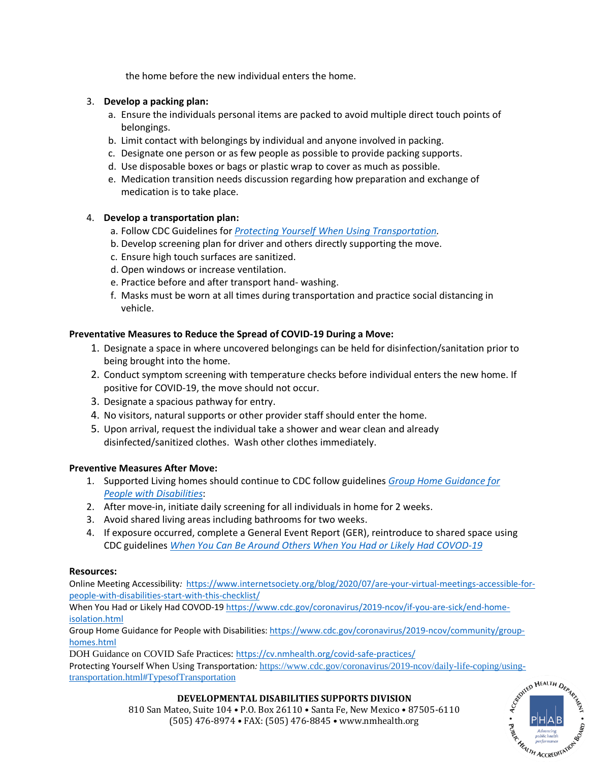the home before the new individual enters the home.

3. **Develop a packing plan:**
   a. Ensure the individuals personal items are packed to avoid multiple direct touch points of belongings.
   b. Limit contact with belongings by individual and anyone involved in packing.
   c. Designate one person or as few people as possible to provide packing supports.
   d. Use disposable boxes or bags or plastic wrap to cover as much as possible.
   e. Medication transition needs discussion regarding how preparation and exchange of medication is to take place.

4. **Develop a transportation plan:**
   a. Follow CDC Guidelines for *Protecting Yourself When Using Transportation*.
   b. Develop screening plan for driver and others directly supporting the move.
   c. Ensure high touch surfaces are sanitized.
   d. Open windows or increase ventilation.
   e. Practice before and after transport hand- washing.
   f. Masks must be worn at all times during transportation and practice social distancing in vehicle.

**Preventative Measures to Reduce the Spread of COVID-19 During a Move:**

1. Designate a space in where uncovered belongings can be held for disinfection/sanitation prior to being brought into the home.
2. Conduct symptom screening with temperature checks before individual enters the new home. If positive for COVID-19, the move should not occur.
3. Designate a spacious pathway for entry.
4. No visitors, natural supports or other provider staff should enter the home.
5. Upon arrival, request the individual take a shower and wear clean and already disinfected/sanitized clothes. Wash other clothes immediately.

**Preventive Measures After Move:**

1. Supported Living homes should continue to CDC follow guidelines *Group Home Guidance for People with Disabilities*:
2. After move-in, initiate daily screening for all individuals in home for 2 weeks.
3. Avoid shared living areas including bathrooms for two weeks.
4. If exposure occurred, complete a General Event Report (GER), reintroduce to shared space using CDC guidelines *When You Can Be Around Others When You Had or Likely Had COVOD-19*

**Resources:**

Online Meeting Accessibility*:* https://www.internetsociety.org/blog/2020/07/are-your-virtual-meetings-accessible-for-people-with-disabilities-start-with-this-checklist/

When You Had or Likely Had COVOD-19 https://www.cdc.gov/coronavirus/2019-ncov/if-you-are-sick/end-home-isolation.html

Group Home Guidance for People with Disabilities: https://www.cdc.gov/coronavirus/2019-ncov/community/group-homes.html

DOH Guidance on COVID Safe Practices: https://cv.nmhealth.org/covid-safe-practices/

Protecting Yourself When Using Transportation*:* https://www.cdc.gov/coronavirus/2019-ncov/daily-life-coping/using-transportation.html#TypesofTransportation

**DEVELOPMENTAL DISABILITIES SUPPORTS DIVISION**
810 San Mateo, Suite 104 • P.O. Box 26110 • Santa Fe, New Mexico • 87505-6110
(505) 476-8974 • FAX: (505) 476-8845 • www.nmhealth.org